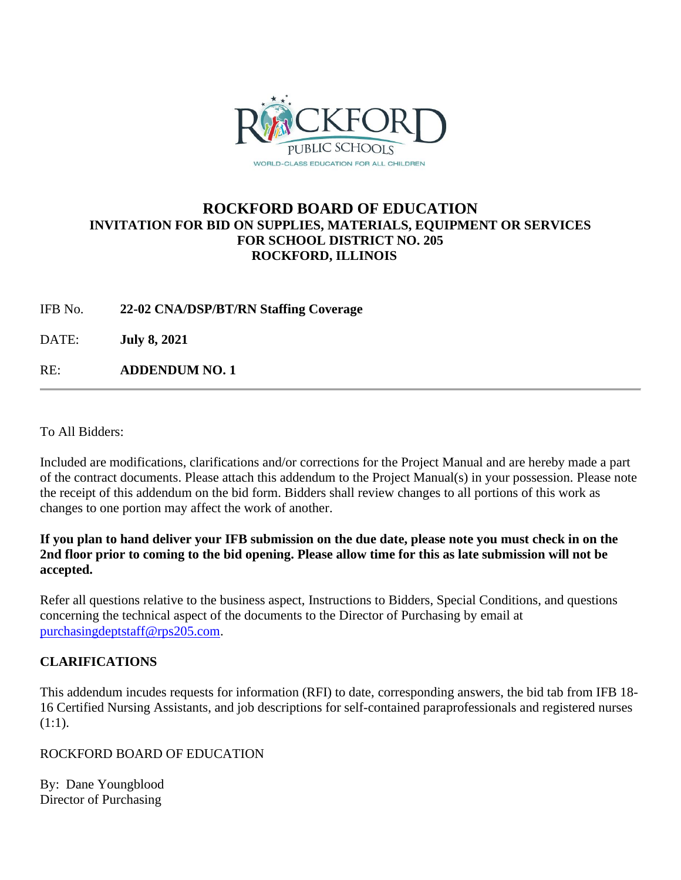ROCKFORD PUBLIC SCHOOLS

WORLD-CLASS EDUCATION FOR ALL CHILDREN

# ROCKFORD BOARD OF EDUCATION

## INVITATION FOR BID ON SUPPLIES, MATERIALS, EQUIPMENT OR SERVICES FOR SCHOOL DISTRICT NO. 205 ROCKFORD, ILLINOIS

IFB No. **22-02 CNA/DSP/BT/RN Staffing Coverage**

DATE: **July 8, 2021**

RE: **ADDENDUM NO. 1**

---

To All Bidders:

Included are modifications, clarifications and/or corrections for the Project Manual and are hereby made a part of the contract documents. Please attach this addendum to the Project Manual(s) in your possession. Please note the receipt of this addendum on the bid form. Bidders shall review changes to all portions of this work as changes to one portion may affect the work of another.

**If you plan to hand deliver your IFB submission on the due date, please note you must check in on the 2nd floor prior to coming to the bid opening. Please allow time for this as late submission will not be accepted.**

Refer all questions relative to the business aspect, Instructions to Bidders, Special Conditions, and questions concerning the technical aspect of the documents to the Director of Purchasing by email at purchasingdeptstaff@rps205.com.

## CLARIFICATIONS

This addendum incudes requests for information (RFI) to date, corresponding answers, the bid tab from IFB 18-16 Certified Nursing Assistants, and job descriptions for self-contained paraprofessionals and registered nurses (1:1).

ROCKFORD BOARD OF EDUCATION

By: Dane Youngblood
Director of Purchasing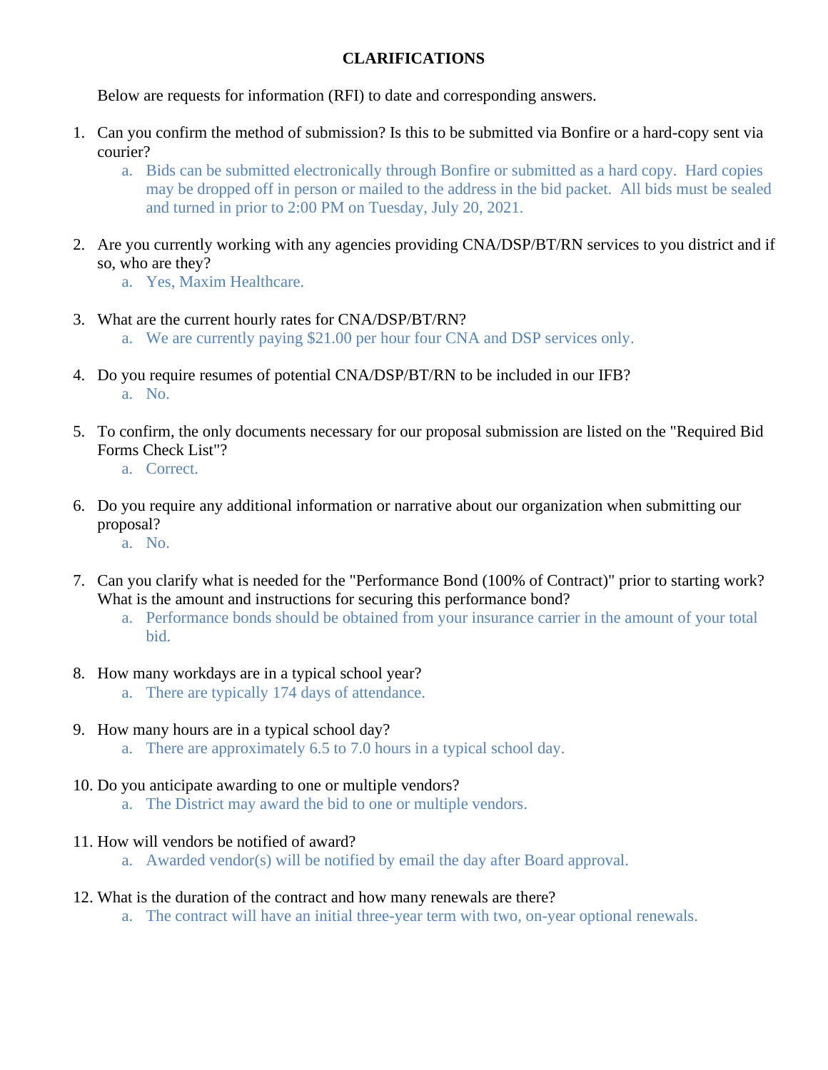# CLARIFICATIONS

Below are requests for information (RFI) to date and corresponding answers.

1. Can you confirm the method of submission? Is this to be submitted via Bonfire or a hard-copy sent via courier?
   a. Bids can be submitted electronically through Bonfire or submitted as a hard copy. Hard copies may be dropped off in person or mailed to the address in the bid packet. All bids must be sealed and turned in prior to 2:00 PM on Tuesday, July 20, 2021.

2. Are you currently working with any agencies providing CNA/DSP/BT/RN services to you district and if so, who are they?
   a. Yes, Maxim Healthcare.

3. What are the current hourly rates for CNA/DSP/BT/RN?
   a. We are currently paying $21.00 per hour four CNA and DSP services only.

4. Do you require resumes of potential CNA/DSP/BT/RN to be included in our IFB?
   a. No.

5. To confirm, the only documents necessary for our proposal submission are listed on the "Required Bid Forms Check List"?
   a. Correct.

6. Do you require any additional information or narrative about our organization when submitting our proposal?
   a. No.

7. Can you clarify what is needed for the "Performance Bond (100% of Contract)" prior to starting work? What is the amount and instructions for securing this performance bond?
   a. Performance bonds should be obtained from your insurance carrier in the amount of your total bid.

8. How many workdays are in a typical school year?
   a. There are typically 174 days of attendance.

9. How many hours are in a typical school day?
   a. There are approximately 6.5 to 7.0 hours in a typical school day.

10. Do you anticipate awarding to one or multiple vendors?
    a. The District may award the bid to one or multiple vendors.

11. How will vendors be notified of award?
    a. Awarded vendor(s) will be notified by email the day after Board approval.

12. What is the duration of the contract and how many renewals are there?
    a. The contract will have an initial three-year term with two, on-year optional renewals.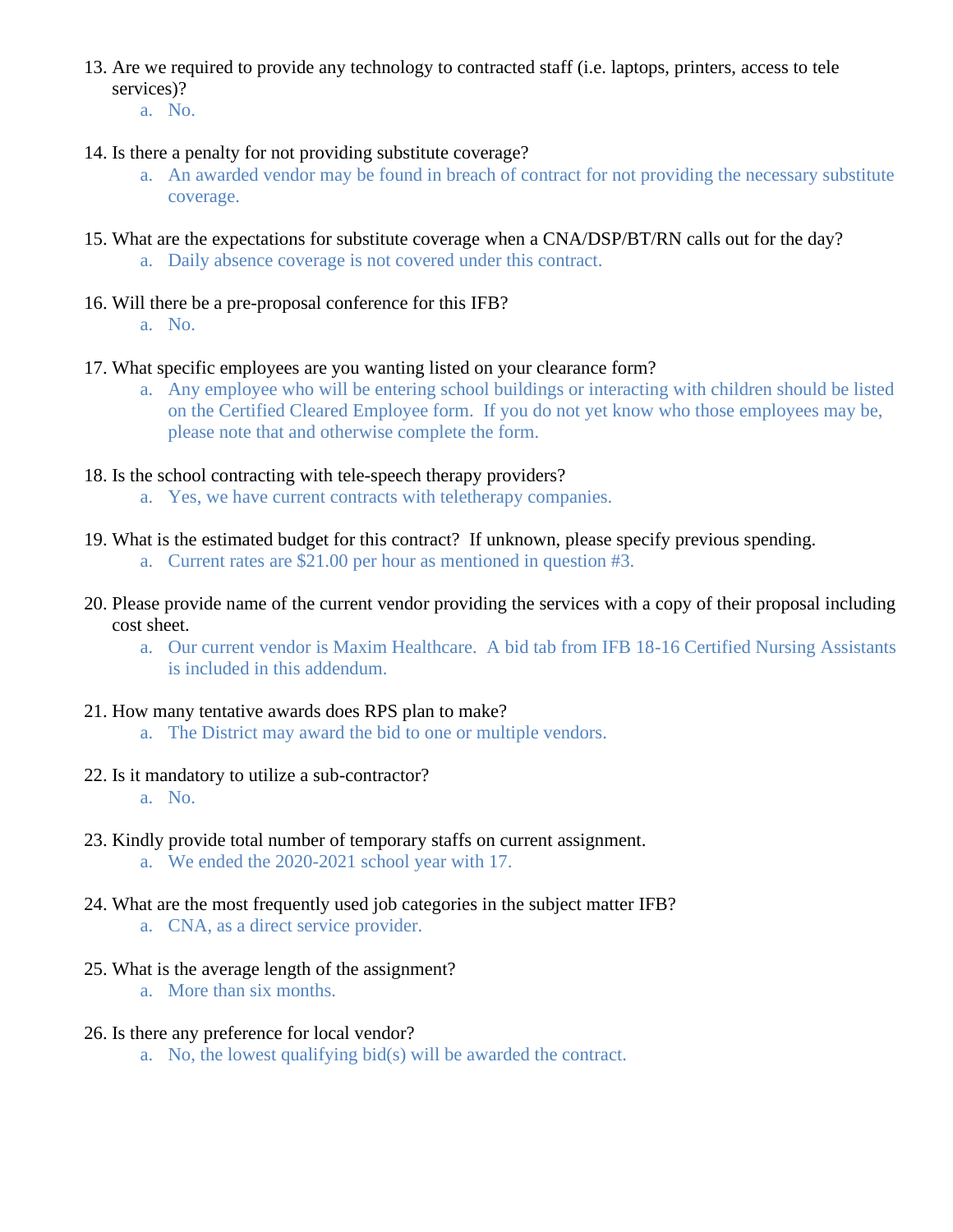13. Are we required to provide any technology to contracted staff (i.e. laptops, printers, access to tele services)?
    a. No.

14. Is there a penalty for not providing substitute coverage?
    a. An awarded vendor may be found in breach of contract for not providing the necessary substitute coverage.

15. What are the expectations for substitute coverage when a CNA/DSP/BT/RN calls out for the day?
    a. Daily absence coverage is not covered under this contract.

16. Will there be a pre-proposal conference for this IFB?
    a. No.

17. What specific employees are you wanting listed on your clearance form?
    a. Any employee who will be entering school buildings or interacting with children should be listed on the Certified Cleared Employee form. If you do not yet know who those employees may be, please note that and otherwise complete the form.

18. Is the school contracting with tele-speech therapy providers?
    a. Yes, we have current contracts with teletherapy companies.

19. What is the estimated budget for this contract? If unknown, please specify previous spending.
    a. Current rates are $21.00 per hour as mentioned in question #3.

20. Please provide name of the current vendor providing the services with a copy of their proposal including cost sheet.
    a. Our current vendor is Maxim Healthcare. A bid tab from IFB 18-16 Certified Nursing Assistants is included in this addendum.

21. How many tentative awards does RPS plan to make?
    a. The District may award the bid to one or multiple vendors.

22. Is it mandatory to utilize a sub-contractor?
    a. No.

23. Kindly provide total number of temporary staffs on current assignment.
    a. We ended the 2020-2021 school year with 17.

24. What are the most frequently used job categories in the subject matter IFB?
    a. CNA, as a direct service provider.

25. What is the average length of the assignment?
    a. More than six months.

26. Is there any preference for local vendor?
    a. No, the lowest qualifying bid(s) will be awarded the contract.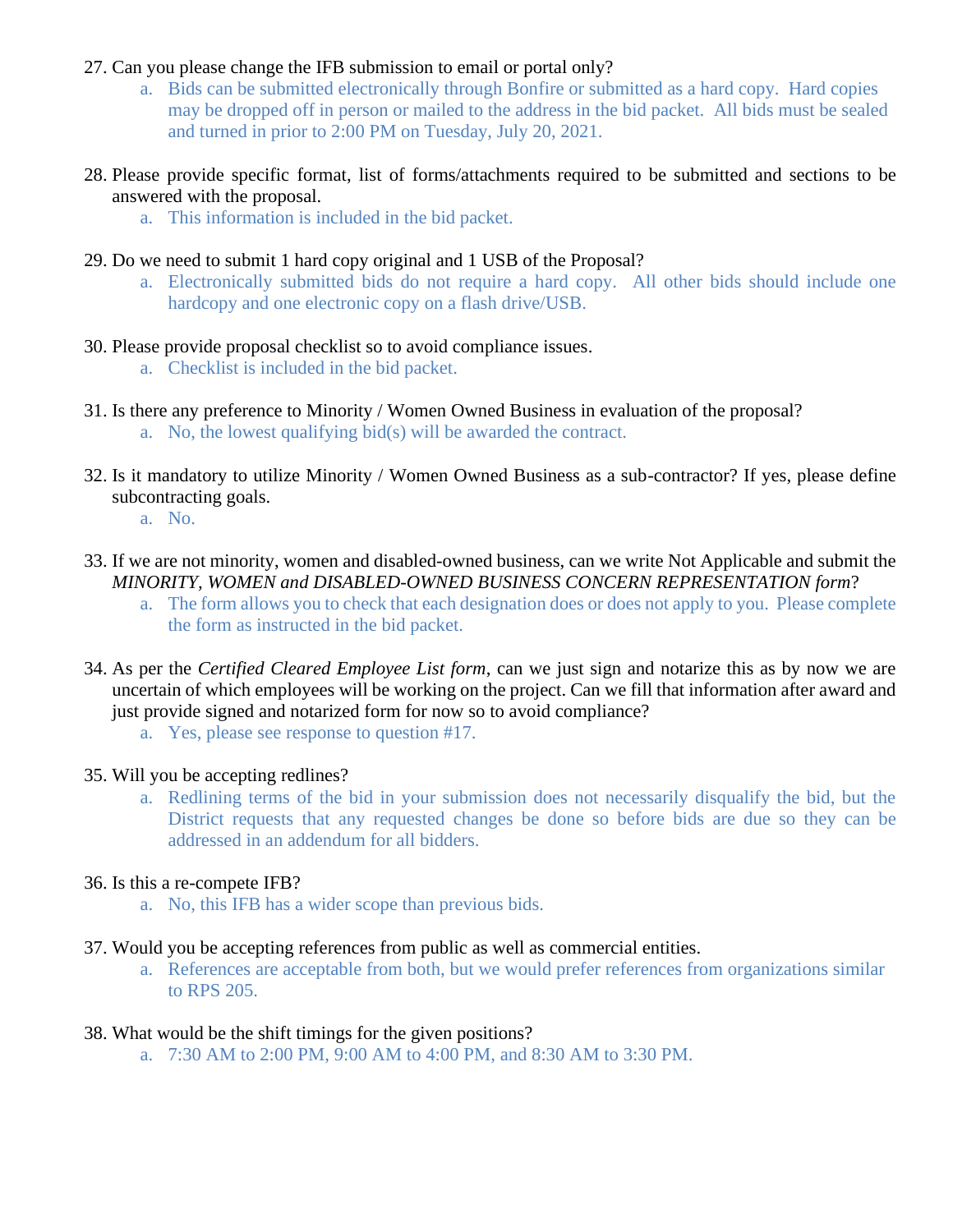27. Can you please change the IFB submission to email or portal only?
    a. Bids can be submitted electronically through Bonfire or submitted as a hard copy. Hard copies may be dropped off in person or mailed to the address in the bid packet. All bids must be sealed and turned in prior to 2:00 PM on Tuesday, July 20, 2021.

28. Please provide specific format, list of forms/attachments required to be submitted and sections to be answered with the proposal.
    a. This information is included in the bid packet.

29. Do we need to submit 1 hard copy original and 1 USB of the Proposal?
    a. Electronically submitted bids do not require a hard copy. All other bids should include one hardcopy and one electronic copy on a flash drive/USB.

30. Please provide proposal checklist so to avoid compliance issues.
    a. Checklist is included in the bid packet.

31. Is there any preference to Minority / Women Owned Business in evaluation of the proposal?
    a. No, the lowest qualifying bid(s) will be awarded the contract.

32. Is it mandatory to utilize Minority / Women Owned Business as a sub-contractor? If yes, please define subcontracting goals.
    a. No.

33. If we are not minority, women and disabled-owned business, can we write Not Applicable and submit the *MINORITY, WOMEN and DISABLED-OWNED BUSINESS CONCERN REPRESENTATION form*?
    a. The form allows you to check that each designation does or does not apply to you. Please complete the form as instructed in the bid packet.

34. As per the *Certified Cleared Employee List form*, can we just sign and notarize this as by now we are uncertain of which employees will be working on the project. Can we fill that information after award and just provide signed and notarized form for now so to avoid compliance?
    a. Yes, please see response to question #17.

35. Will you be accepting redlines?
    a. Redlining terms of the bid in your submission does not necessarily disqualify the bid, but the District requests that any requested changes be done so before bids are due so they can be addressed in an addendum for all bidders.

36. Is this a re-compete IFB?
    a. No, this IFB has a wider scope than previous bids.

37. Would you be accepting references from public as well as commercial entities.
    a. References are acceptable from both, but we would prefer references from organizations similar to RPS 205.

38. What would be the shift timings for the given positions?
    a. 7:30 AM to 2:00 PM, 9:00 AM to 4:00 PM, and 8:30 AM to 3:30 PM.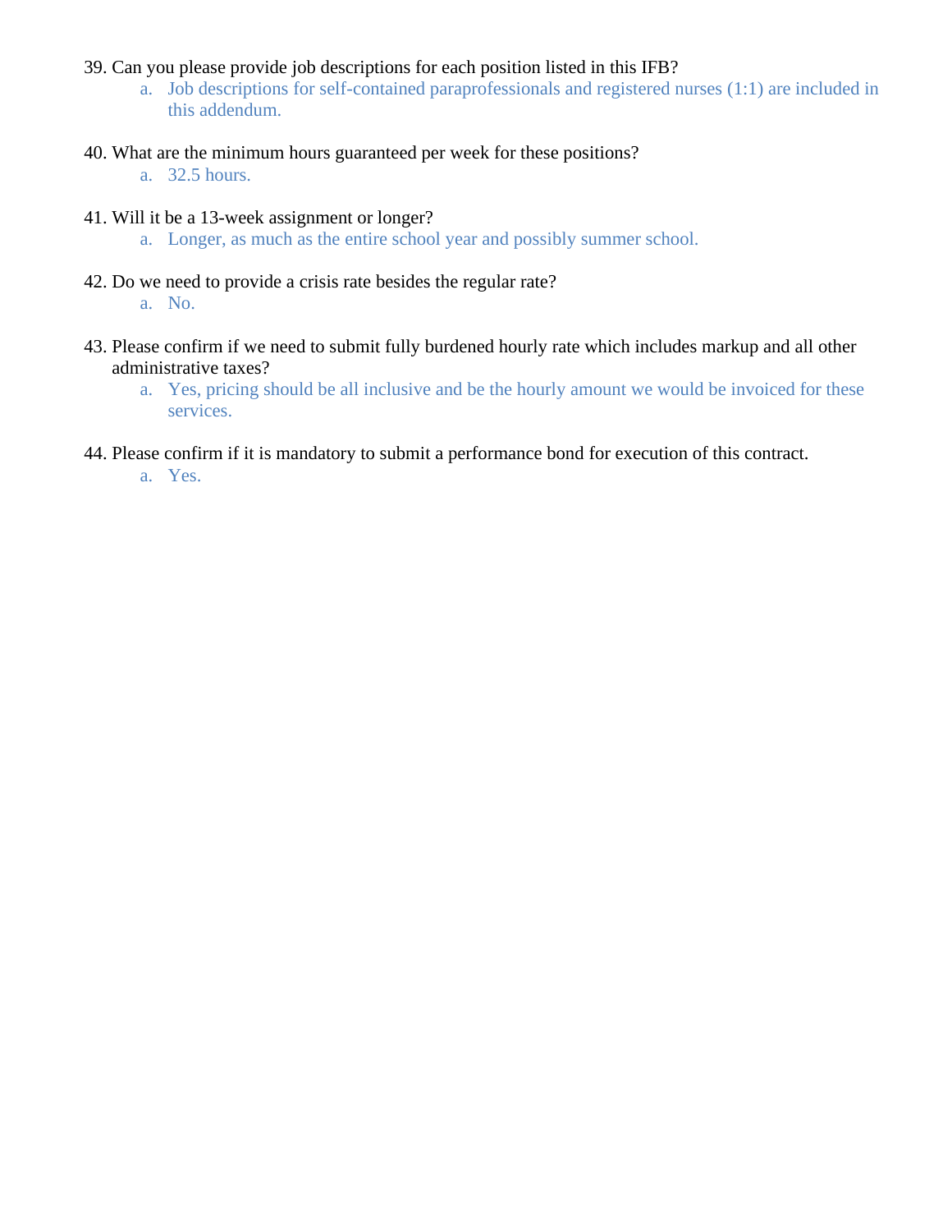39. Can you please provide job descriptions for each position listed in this IFB?
    a. Job descriptions for self-contained paraprofessionals and registered nurses (1:1) are included in this addendum.

40. What are the minimum hours guaranteed per week for these positions?
    a. 32.5 hours.

41. Will it be a 13-week assignment or longer?
    a. Longer, as much as the entire school year and possibly summer school.

42. Do we need to provide a crisis rate besides the regular rate?
    a. No.

43. Please confirm if we need to submit fully burdened hourly rate which includes markup and all other administrative taxes?
    a. Yes, pricing should be all inclusive and be the hourly amount we would be invoiced for these services.

44. Please confirm if it is mandatory to submit a performance bond for execution of this contract.
    a. Yes.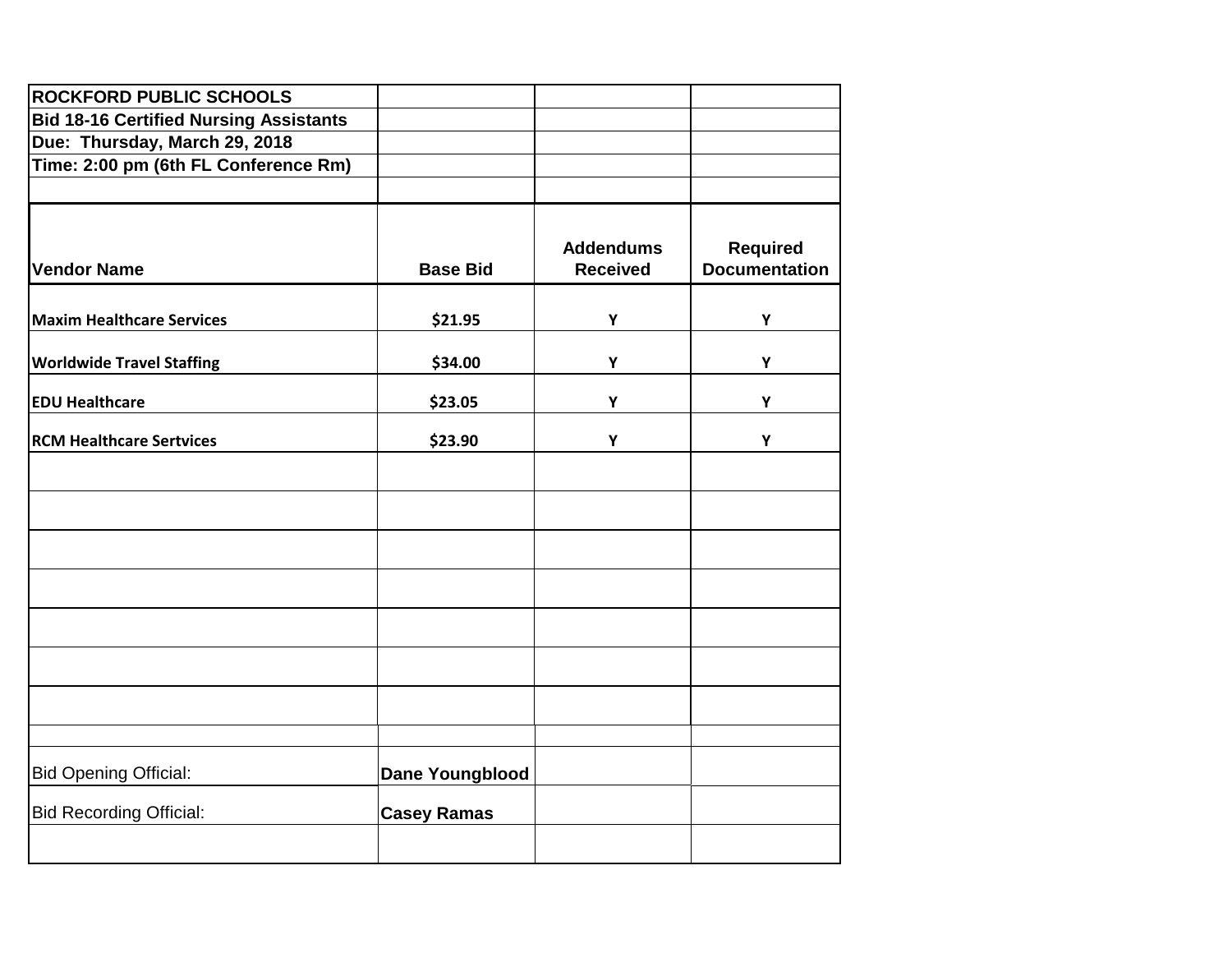**ROCKFORD PUBLIC SCHOOLS**
**Bid 18-16 Certified Nursing Assistants**
**Due: Thursday, March 29, 2018**
**Time: 2:00 pm (6th FL Conference Rm)**

| Vendor Name | Base Bid | Addendums Received | Required Documentation |
|---|---|---|---|
| Maxim Healthcare Services | $21.95 | Y | Y |
| Worldwide Travel Staffing | $34.00 | Y | Y |
| EDU Healthcare | $23.05 | Y | Y |
| RCM Healthcare Sertvices | $23.90 | Y | Y |
| | | | |
| | | | |
| | | | |
| | | | |
| | | | |
| | | | |
| | | | |
| | | | |
| Bid Opening Official: | **Dane Youngblood** | | |
| Bid Recording Official: | **Casey Ramas** | | |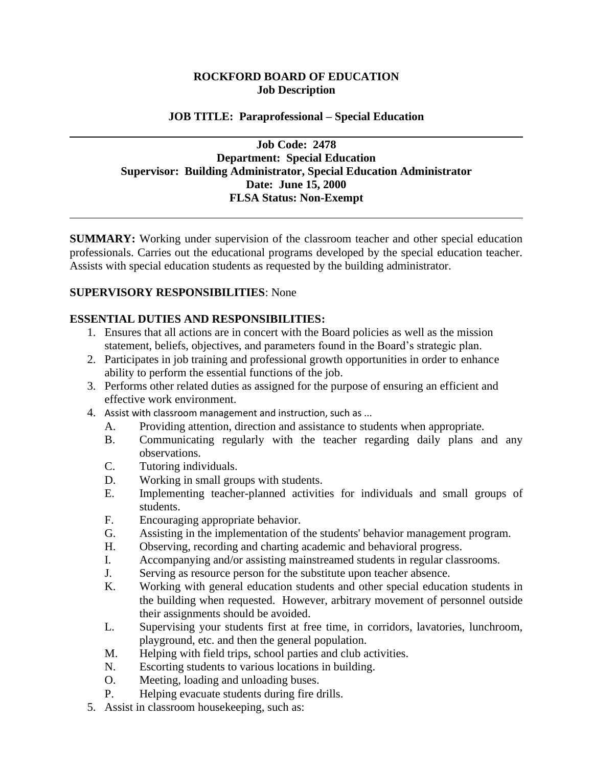**ROCKFORD BOARD OF EDUCATION**
**Job Description**

**JOB TITLE: Paraprofessional – Special Education**

---

**Job Code: 2478**
**Department: Special Education**
**Supervisor: Building Administrator, Special Education Administrator**
**Date: June 15, 2000**
**FLSA Status: Non-Exempt**

---

**SUMMARY:** Working under supervision of the classroom teacher and other special education professionals. Carries out the educational programs developed by the special education teacher. Assists with special education students as requested by the building administrator.

**SUPERVISORY RESPONSIBILITIES**: None

**ESSENTIAL DUTIES AND RESPONSIBILITIES:**

1. Ensures that all actions are in concert with the Board policies as well as the mission statement, beliefs, objectives, and parameters found in the Board's strategic plan.
2. Participates in job training and professional growth opportunities in order to enhance ability to perform the essential functions of the job.
3. Performs other related duties as assigned for the purpose of ensuring an efficient and effective work environment.
4. Assist with classroom management and instruction, such as ...
   - A. Providing attention, direction and assistance to students when appropriate.
   - B. Communicating regularly with the teacher regarding daily plans and any observations.
   - C. Tutoring individuals.
   - D. Working in small groups with students.
   - E. Implementing teacher-planned activities for individuals and small groups of students.
   - F. Encouraging appropriate behavior.
   - G. Assisting in the implementation of the students' behavior management program.
   - H. Observing, recording and charting academic and behavioral progress.
   - I. Accompanying and/or assisting mainstreamed students in regular classrooms.
   - J. Serving as resource person for the substitute upon teacher absence.
   - K. Working with general education students and other special education students in the building when requested. However, arbitrary movement of personnel outside their assignments should be avoided.
   - L. Supervising your students first at free time, in corridors, lavatories, lunchroom, playground, etc. and then the general population.
   - M. Helping with field trips, school parties and club activities.
   - N. Escorting students to various locations in building.
   - O. Meeting, loading and unloading buses.
   - P. Helping evacuate students during fire drills.
5. Assist in classroom housekeeping, such as: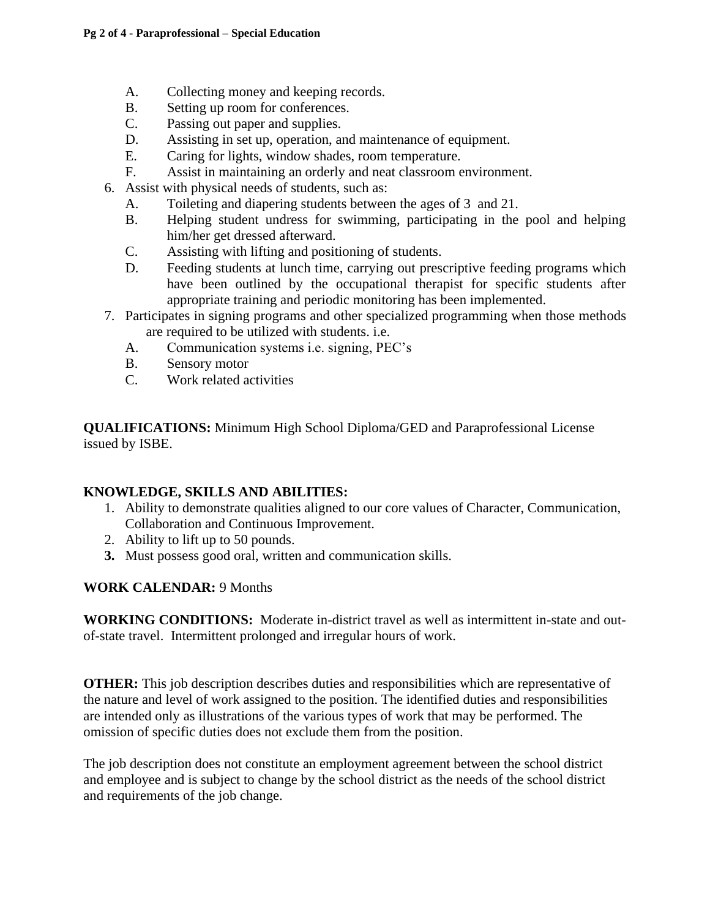A. Collecting money and keeping records.
   B. Setting up room for conferences.
   C. Passing out paper and supplies.
   D. Assisting in set up, operation, and maintenance of equipment.
   E. Caring for lights, window shades, room temperature.
   F. Assist in maintaining an orderly and neat classroom environment.
6. Assist with physical needs of students, such as:
   A. Toileting and diapering students between the ages of 3 and 21.
   B. Helping student undress for swimming, participating in the pool and helping him/her get dressed afterward.
   C. Assisting with lifting and positioning of students.
   D. Feeding students at lunch time, carrying out prescriptive feeding programs which have been outlined by the occupational therapist for specific students after appropriate training and periodic monitoring has been implemented.
7. Participates in signing programs and other specialized programming when those methods are required to be utilized with students. i.e.
   A. Communication systems i.e. signing, PEC's
   B. Sensory motor
   C. Work related activities

**QUALIFICATIONS:** Minimum High School Diploma/GED and Paraprofessional License issued by ISBE.

**KNOWLEDGE, SKILLS AND ABILITIES:**

1. Ability to demonstrate qualities aligned to our core values of Character, Communication, Collaboration and Continuous Improvement.
2. Ability to lift up to 50 pounds.
3. Must possess good oral, written and communication skills.

**WORK CALENDAR:** 9 Months

**WORKING CONDITIONS:** Moderate in-district travel as well as intermittent in-state and out-of-state travel. Intermittent prolonged and irregular hours of work.

**OTHER:** This job description describes duties and responsibilities which are representative of the nature and level of work assigned to the position. The identified duties and responsibilities are intended only as illustrations of the various types of work that may be performed. The omission of specific duties does not exclude them from the position.

The job description does not constitute an employment agreement between the school district and employee and is subject to change by the school district as the needs of the school district and requirements of the job change.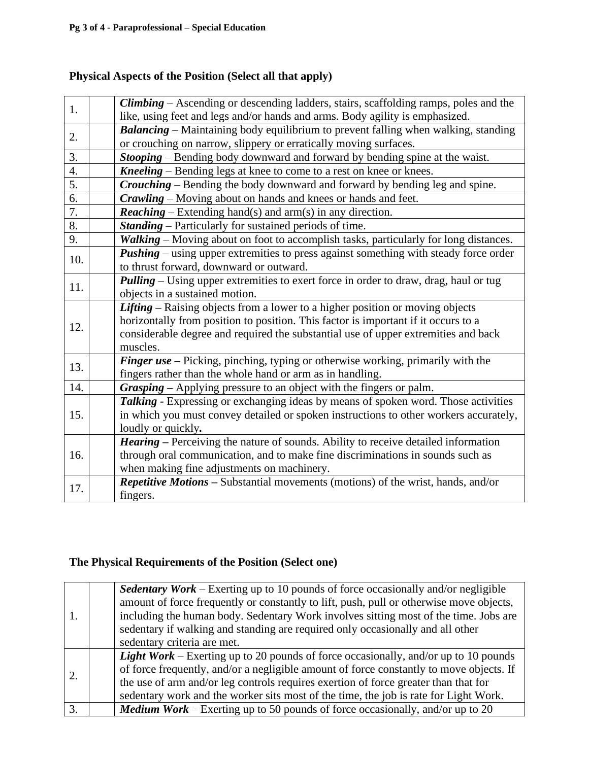## Physical Aspects of the Position (Select all that apply)

| | | |
|---|---|---|
| 1. | | ***Climbing*** – Ascending or descending ladders, stairs, scaffolding ramps, poles and the like, using feet and legs and/or hands and arms. Body agility is emphasized. |
| 2. | | ***Balancing*** – Maintaining body equilibrium to prevent falling when walking, standing or crouching on narrow, slippery or erratically moving surfaces. |
| 3. | | ***Stooping*** – Bending body downward and forward by bending spine at the waist. |
| 4. | | ***Kneeling*** – Bending legs at knee to come to a rest on knee or knees. |
| 5. | | ***Crouching*** – Bending the body downward and forward by bending leg and spine. |
| 6. | | ***Crawling*** – Moving about on hands and knees or hands and feet. |
| 7. | | ***Reaching*** – Extending hand(s) and arm(s) in any direction. |
| 8. | | ***Standing*** – Particularly for sustained periods of time. |
| 9. | | ***Walking*** – Moving about on foot to accomplish tasks, particularly for long distances. |
| 10. | | ***Pushing*** – using upper extremities to press against something with steady force order to thrust forward, downward or outward. |
| 11. | | ***Pulling*** – Using upper extremities to exert force in order to draw, drag, haul or tug objects in a sustained motion. |
| 12. | | ***Lifting*** **–** Raising objects from a lower to a higher position or moving objects horizontally from position to position. This factor is important if it occurs to a considerable degree and required the substantial use of upper extremities and back muscles. |
| 13. | | ***Finger use*** **–** Picking, pinching, typing or otherwise working, primarily with the fingers rather than the whole hand or arm as in handling. |
| 14. | | ***Grasping*** **–** Applying pressure to an object with the fingers or palm. |
| 15. | | ***Talking*** **-** Expressing or exchanging ideas by means of spoken word. Those activities in which you must convey detailed or spoken instructions to other workers accurately, loudly or quickly**.** |
| 16. | | ***Hearing*** **–** Perceiving the nature of sounds. Ability to receive detailed information through oral communication, and to make fine discriminations in sounds such as when making fine adjustments on machinery. |
| 17. | | ***Repetitive Motions*** **–** Substantial movements (motions) of the wrist, hands, and/or fingers. |

## The Physical Requirements of the Position (Select one)

| | | |
|---|---|---|
| 1. | | ***Sedentary Work*** – Exerting up to 10 pounds of force occasionally and/or negligible amount of force frequently or constantly to lift, push, pull or otherwise move objects, including the human body. Sedentary Work involves sitting most of the time. Jobs are sedentary if walking and standing are required only occasionally and all other sedentary criteria are met. |
| 2. | | ***Light Work*** – Exerting up to 20 pounds of force occasionally, and/or up to 10 pounds of force frequently, and/or a negligible amount of force constantly to move objects. If the use of arm and/or leg controls requires exertion of force greater than that for sedentary work and the worker sits most of the time, the job is rate for Light Work. |
| 3. | | ***Medium Work*** – Exerting up to 50 pounds of force occasionally, and/or up to 20 |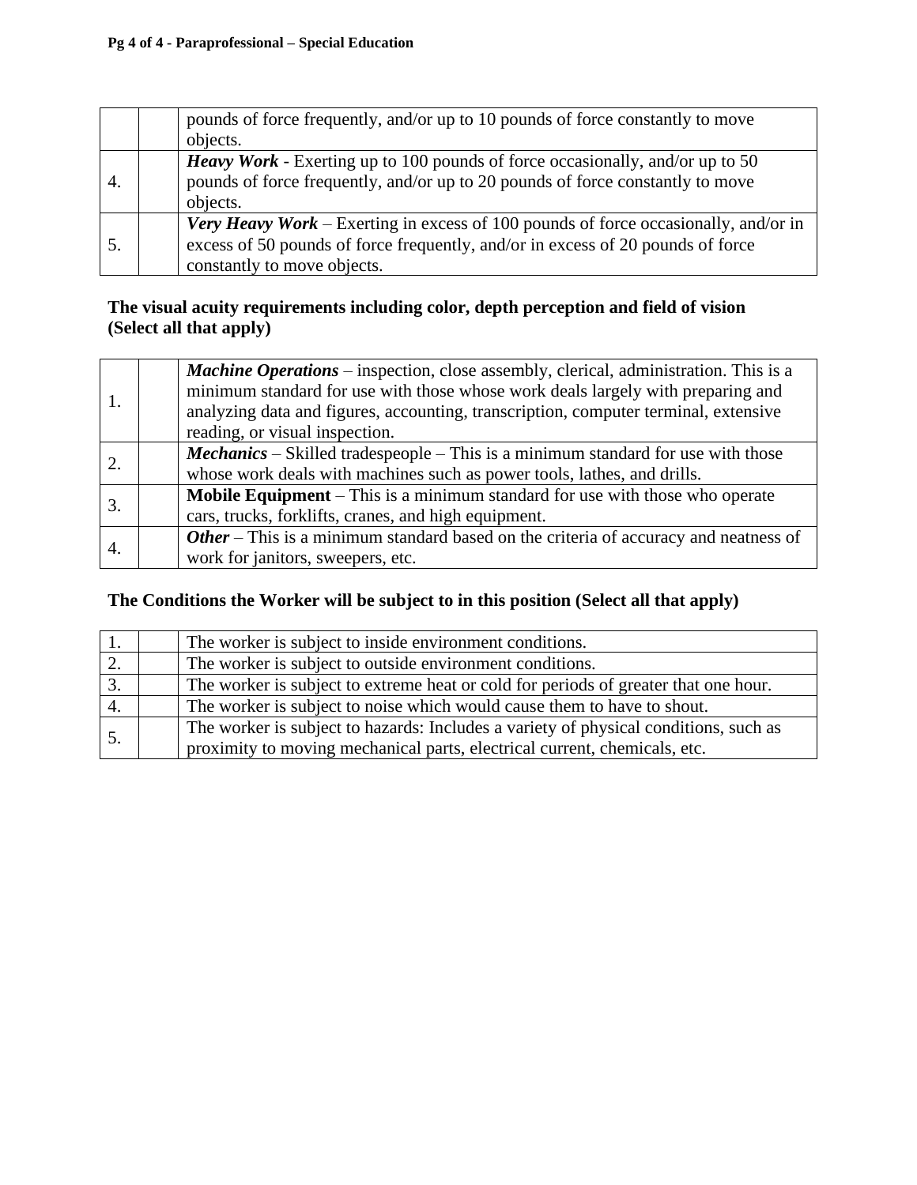|  |  |  |
|---|---|---|
|  |  | pounds of force frequently, and/or up to 10 pounds of force constantly to move objects. |
| 4. |  | ***Heavy Work*** - Exerting up to 100 pounds of force occasionally, and/or up to 50 pounds of force frequently, and/or up to 20 pounds of force constantly to move objects. |
| 5. |  | ***Very Heavy Work*** – Exerting in excess of 100 pounds of force occasionally, and/or in excess of 50 pounds of force frequently, and/or in excess of 20 pounds of force constantly to move objects. |

**The visual acuity requirements including color, depth perception and field of vision (Select all that apply)**

|  |  |  |
|---|---|---|
| 1. |  | ***Machine Operations*** – inspection, close assembly, clerical, administration. This is a minimum standard for use with those whose work deals largely with preparing and analyzing data and figures, accounting, transcription, computer terminal, extensive reading, or visual inspection. |
| 2. |  | ***Mechanics*** – Skilled tradespeople – This is a minimum standard for use with those whose work deals with machines such as power tools, lathes, and drills. |
| 3. |  | **Mobile Equipment** – This is a minimum standard for use with those who operate cars, trucks, forklifts, cranes, and high equipment. |
| 4. |  | ***Other*** – This is a minimum standard based on the criteria of accuracy and neatness of work for janitors, sweepers, etc. |

**The Conditions the Worker will be subject to in this position (Select all that apply)**

|  |  |  |
|---|---|---|
| 1. |  | The worker is subject to inside environment conditions. |
| 2. |  | The worker is subject to outside environment conditions. |
| 3. |  | The worker is subject to extreme heat or cold for periods of greater that one hour. |
| 4. |  | The worker is subject to noise which would cause them to have to shout. |
| 5. |  | The worker is subject to hazards: Includes a variety of physical conditions, such as proximity to moving mechanical parts, electrical current, chemicals, etc. |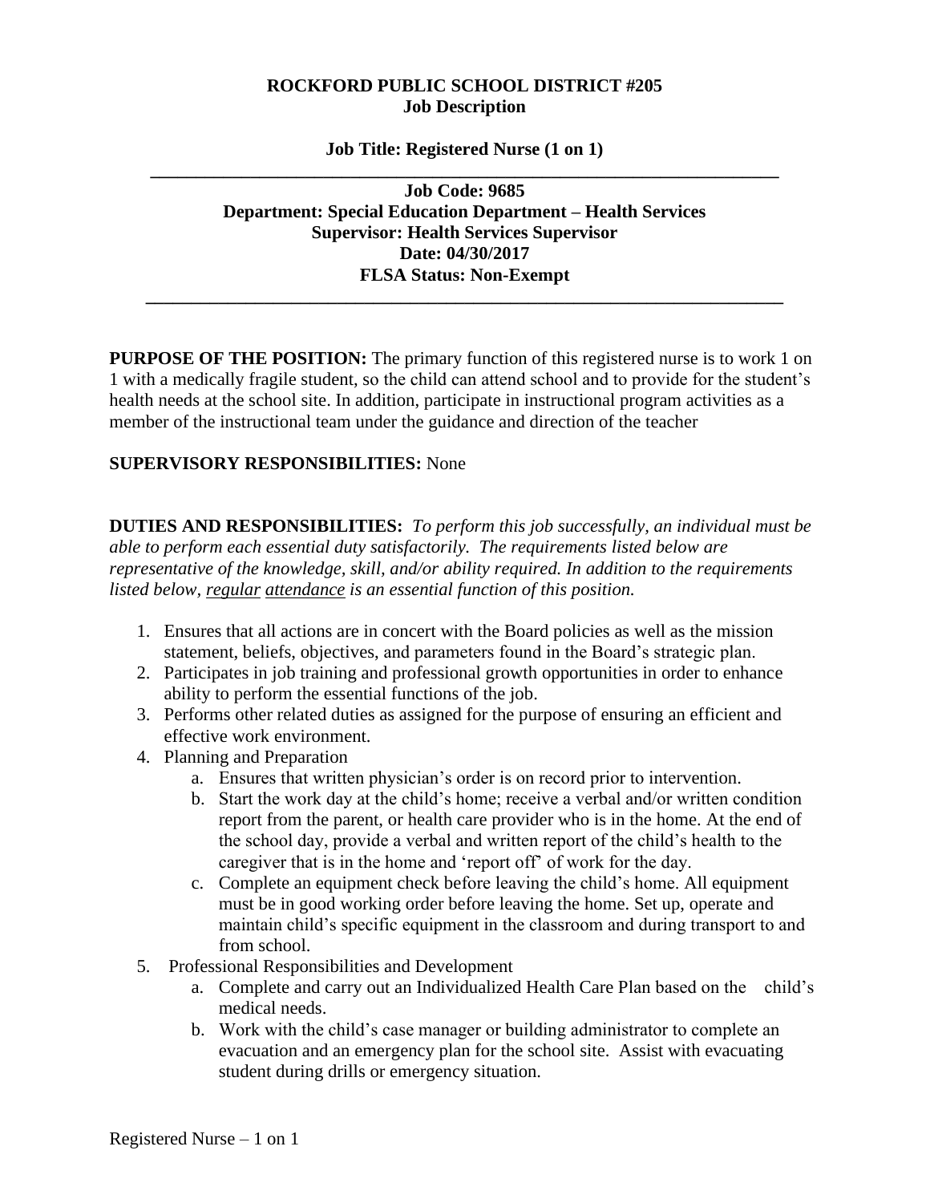**ROCKFORD PUBLIC SCHOOL DISTRICT #205**
**Job Description**

**Job Title: Registered Nurse (1 on 1)**

---

**Job Code: 9685**
**Department: Special Education Department – Health Services**
**Supervisor: Health Services Supervisor**
**Date: 04/30/2017**
**FLSA Status: Non-Exempt**

---

**PURPOSE OF THE POSITION:** The primary function of this registered nurse is to work 1 on 1 with a medically fragile student, so the child can attend school and to provide for the student's health needs at the school site. In addition, participate in instructional program activities as a member of the instructional team under the guidance and direction of the teacher

**SUPERVISORY RESPONSIBILITIES:** None

**DUTIES AND RESPONSIBILITIES:** *To perform this job successfully, an individual must be able to perform each essential duty satisfactorily. The requirements listed below are representative of the knowledge, skill, and/or ability required. In addition to the requirements listed below, regular attendance is an essential function of this position.*

1. Ensures that all actions are in concert with the Board policies as well as the mission statement, beliefs, objectives, and parameters found in the Board's strategic plan.
2. Participates in job training and professional growth opportunities in order to enhance ability to perform the essential functions of the job.
3. Performs other related duties as assigned for the purpose of ensuring an efficient and effective work environment.
4. Planning and Preparation
   a. Ensures that written physician's order is on record prior to intervention.
   b. Start the work day at the child's home; receive a verbal and/or written condition report from the parent, or health care provider who is in the home. At the end of the school day, provide a verbal and written report of the child's health to the caregiver that is in the home and 'report off' of work for the day.
   c. Complete an equipment check before leaving the child's home. All equipment must be in good working order before leaving the home. Set up, operate and maintain child's specific equipment in the classroom and during transport to and from school.
5. Professional Responsibilities and Development
   a. Complete and carry out an Individualized Health Care Plan based on the child's medical needs.
   b. Work with the child's case manager or building administrator to complete an evacuation and an emergency plan for the school site. Assist with evacuating student during drills or emergency situation.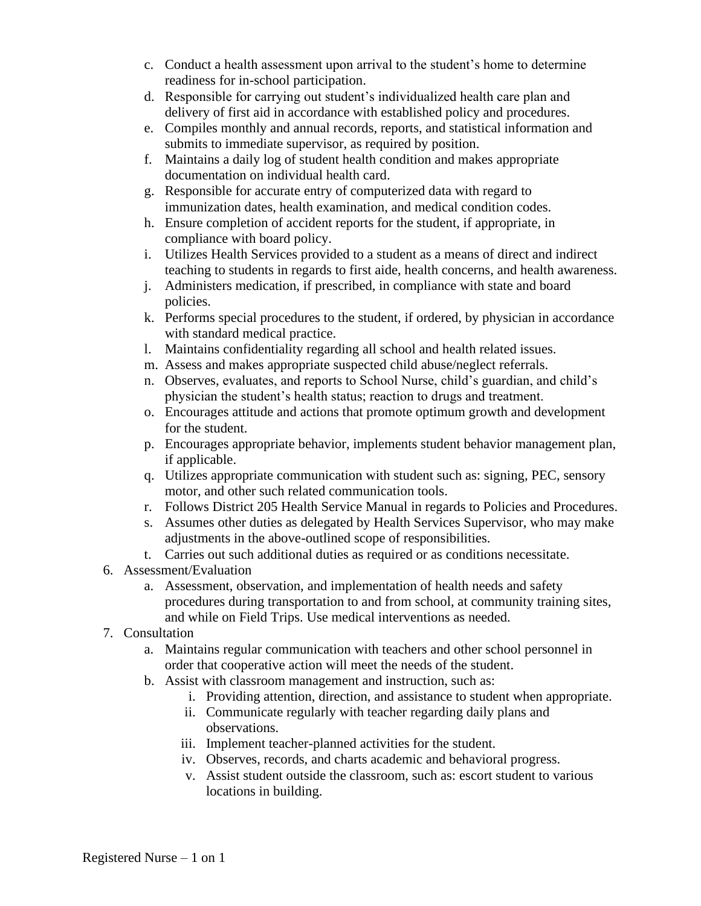c. Conduct a health assessment upon arrival to the student's home to determine readiness for in-school participation.
   d. Responsible for carrying out student's individualized health care plan and delivery of first aid in accordance with established policy and procedures.
   e. Compiles monthly and annual records, reports, and statistical information and submits to immediate supervisor, as required by position.
   f. Maintains a daily log of student health condition and makes appropriate documentation on individual health card.
   g. Responsible for accurate entry of computerized data with regard to immunization dates, health examination, and medical condition codes.
   h. Ensure completion of accident reports for the student, if appropriate, in compliance with board policy.
   i. Utilizes Health Services provided to a student as a means of direct and indirect teaching to students in regards to first aide, health concerns, and health awareness.
   j. Administers medication, if prescribed, in compliance with state and board policies.
   k. Performs special procedures to the student, if ordered, by physician in accordance with standard medical practice.
   l. Maintains confidentiality regarding all school and health related issues.
   m. Assess and makes appropriate suspected child abuse/neglect referrals.
   n. Observes, evaluates, and reports to School Nurse, child's guardian, and child's physician the student's health status; reaction to drugs and treatment.
   o. Encourages attitude and actions that promote optimum growth and development for the student.
   p. Encourages appropriate behavior, implements student behavior management plan, if applicable.
   q. Utilizes appropriate communication with student such as: signing, PEC, sensory motor, and other such related communication tools.
   r. Follows District 205 Health Service Manual in regards to Policies and Procedures.
   s. Assumes other duties as delegated by Health Services Supervisor, who may make adjustments in the above-outlined scope of responsibilities.
   t. Carries out such additional duties as required or as conditions necessitate.

6. Assessment/Evaluation
   a. Assessment, observation, and implementation of health needs and safety procedures during transportation to and from school, at community training sites, and while on Field Trips. Use medical interventions as needed.
7. Consultation
   a. Maintains regular communication with teachers and other school personnel in order that cooperative action will meet the needs of the student.
   b. Assist with classroom management and instruction, such as:
      i. Providing attention, direction, and assistance to student when appropriate.
      ii. Communicate regularly with teacher regarding daily plans and observations.
      iii. Implement teacher-planned activities for the student.
      iv. Observes, records, and charts academic and behavioral progress.
      v. Assist student outside the classroom, such as: escort student to various locations in building.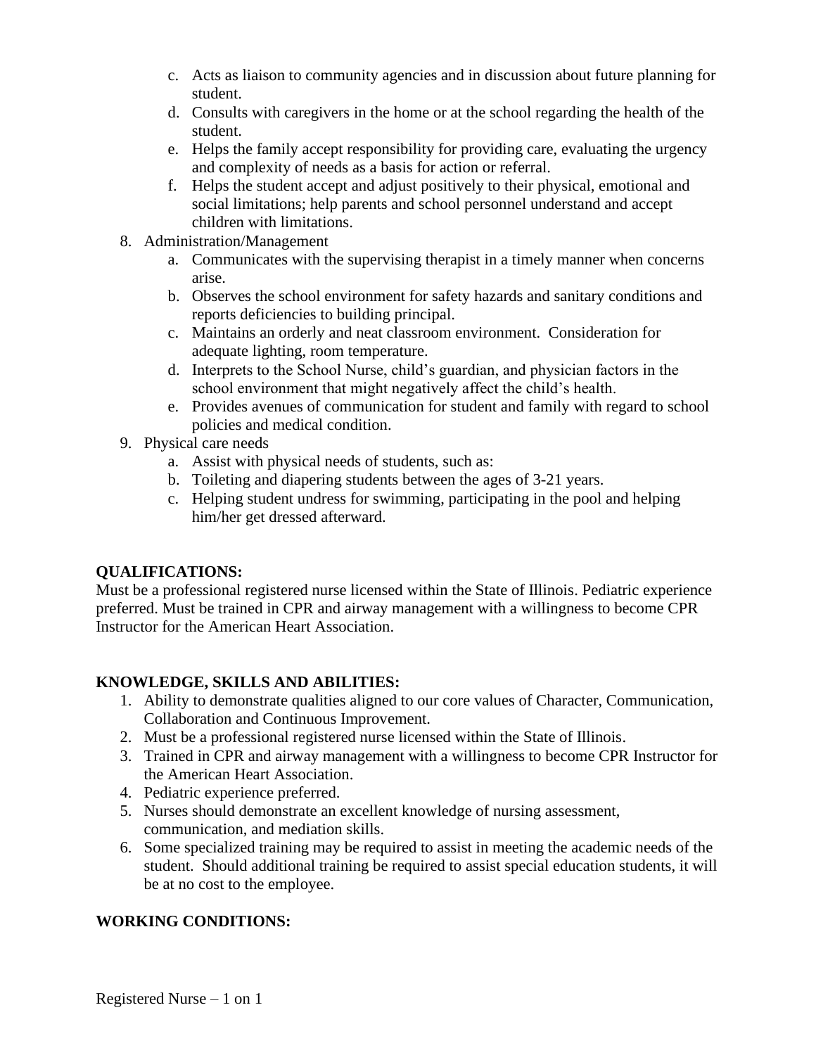c. Acts as liaison to community agencies and in discussion about future planning for student.
   d. Consults with caregivers in the home or at the school regarding the health of the student.
   e. Helps the family accept responsibility for providing care, evaluating the urgency and complexity of needs as a basis for action or referral.
   f. Helps the student accept and adjust positively to their physical, emotional and social limitations; help parents and school personnel understand and accept children with limitations.

8. Administration/Management
   a. Communicates with the supervising therapist in a timely manner when concerns arise.
   b. Observes the school environment for safety hazards and sanitary conditions and reports deficiencies to building principal.
   c. Maintains an orderly and neat classroom environment. Consideration for adequate lighting, room temperature.
   d. Interprets to the School Nurse, child's guardian, and physician factors in the school environment that might negatively affect the child's health.
   e. Provides avenues of communication for student and family with regard to school policies and medical condition.

9. Physical care needs
   a. Assist with physical needs of students, such as:
   b. Toileting and diapering students between the ages of 3-21 years.
   c. Helping student undress for swimming, participating in the pool and helping him/her get dressed afterward.

**QUALIFICATIONS:**
Must be a professional registered nurse licensed within the State of Illinois. Pediatric experience preferred. Must be trained in CPR and airway management with a willingness to become CPR Instructor for the American Heart Association.

**KNOWLEDGE, SKILLS AND ABILITIES:**

1. Ability to demonstrate qualities aligned to our core values of Character, Communication, Collaboration and Continuous Improvement.
2. Must be a professional registered nurse licensed within the State of Illinois.
3. Trained in CPR and airway management with a willingness to become CPR Instructor for the American Heart Association.
4. Pediatric experience preferred.
5. Nurses should demonstrate an excellent knowledge of nursing assessment, communication, and mediation skills.
6. Some specialized training may be required to assist in meeting the academic needs of the student. Should additional training be required to assist special education students, it will be at no cost to the employee.

**WORKING CONDITIONS:**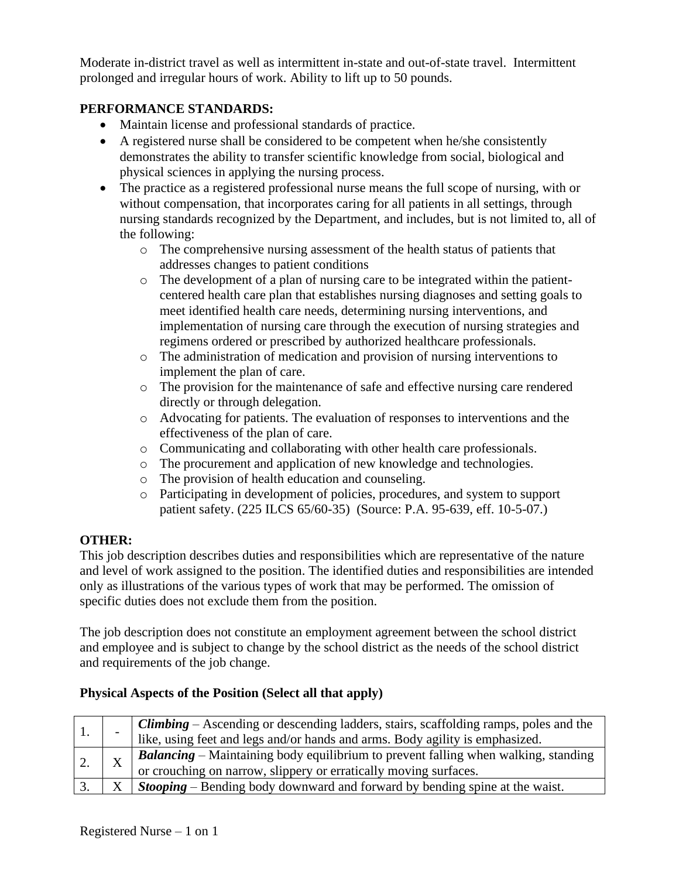Moderate in-district travel as well as intermittent in-state and out-of-state travel. Intermittent prolonged and irregular hours of work. Ability to lift up to 50 pounds.

**PERFORMANCE STANDARDS:**

- Maintain license and professional standards of practice.
- A registered nurse shall be considered to be competent when he/she consistently demonstrates the ability to transfer scientific knowledge from social, biological and physical sciences in applying the nursing process.
- The practice as a registered professional nurse means the full scope of nursing, with or without compensation, that incorporates caring for all patients in all settings, through nursing standards recognized by the Department, and includes, but is not limited to, all of the following:
    - The comprehensive nursing assessment of the health status of patients that addresses changes to patient conditions
    - The development of a plan of nursing care to be integrated within the patient-centered health care plan that establishes nursing diagnoses and setting goals to meet identified health care needs, determining nursing interventions, and implementation of nursing care through the execution of nursing strategies and regimens ordered or prescribed by authorized healthcare professionals.
    - The administration of medication and provision of nursing interventions to implement the plan of care.
    - The provision for the maintenance of safe and effective nursing care rendered directly or through delegation.
    - Advocating for patients. The evaluation of responses to interventions and the effectiveness of the plan of care.
    - Communicating and collaborating with other health care professionals.
    - The procurement and application of new knowledge and technologies.
    - The provision of health education and counseling.
    - Participating in development of policies, procedures, and system to support patient safety. (225 ILCS 65/60-35) (Source: P.A. 95-639, eff. 10-5-07.)

**OTHER:**

This job description describes duties and responsibilities which are representative of the nature and level of work assigned to the position. The identified duties and responsibilities are intended only as illustrations of the various types of work that may be performed. The omission of specific duties does not exclude them from the position.

The job description does not constitute an employment agreement between the school district and employee and is subject to change by the school district as the needs of the school district and requirements of the job change.

**Physical Aspects of the Position (Select all that apply)**

| | | |
|---|---|---|
| 1. | - | ***Climbing*** – Ascending or descending ladders, stairs, scaffolding ramps, poles and the like, using feet and legs and/or hands and arms. Body agility is emphasized. |
| 2. | X | ***Balancing*** – Maintaining body equilibrium to prevent falling when walking, standing or crouching on narrow, slippery or erratically moving surfaces. |
| 3. | X | ***Stooping*** – Bending body downward and forward by bending spine at the waist. |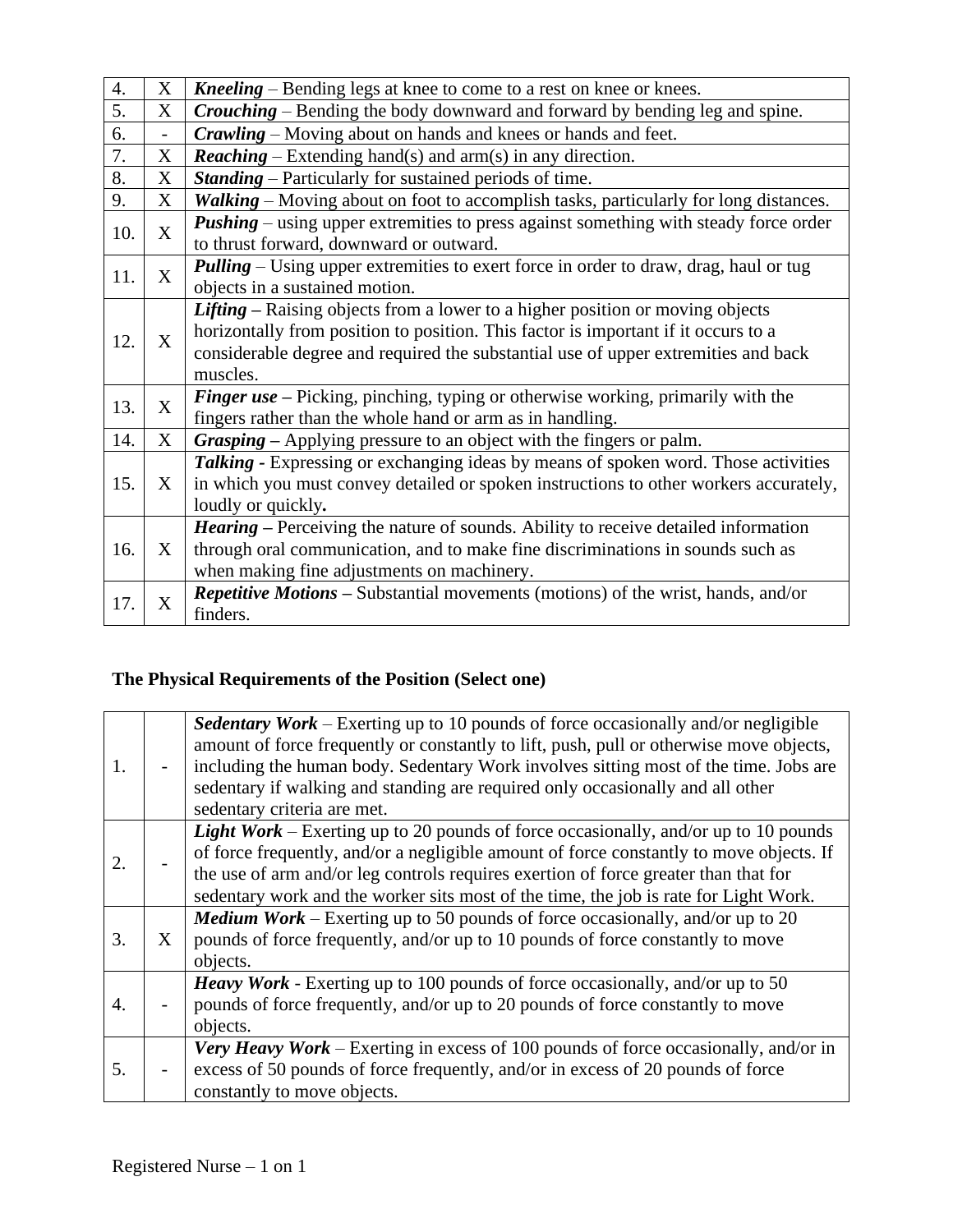| | | |
|---|---|---|
| 4. | X | ***Kneeling*** – Bending legs at knee to come to a rest on knee or knees. |
| 5. | X | ***Crouching*** – Bending the body downward and forward by bending leg and spine. |
| 6. | - | ***Crawling*** – Moving about on hands and knees or hands and feet. |
| 7. | X | ***Reaching*** – Extending hand(s) and arm(s) in any direction. |
| 8. | X | ***Standing*** – Particularly for sustained periods of time. |
| 9. | X | ***Walking*** – Moving about on foot to accomplish tasks, particularly for long distances. |
| 10. | X | ***Pushing*** – using upper extremities to press against something with steady force order to thrust forward, downward or outward. |
| 11. | X | ***Pulling*** – Using upper extremities to exert force in order to draw, drag, haul or tug objects in a sustained motion. |
| 12. | X | ***Lifting –*** Raising objects from a lower to a higher position or moving objects horizontally from position to position. This factor is important if it occurs to a considerable degree and required the substantial use of upper extremities and back muscles. |
| 13. | X | ***Finger use –*** Picking, pinching, typing or otherwise working, primarily with the fingers rather than the whole hand or arm as in handling. |
| 14. | X | ***Grasping –*** Applying pressure to an object with the fingers or palm. |
| 15. | X | ***Talking -*** Expressing or exchanging ideas by means of spoken word. Those activities in which you must convey detailed or spoken instructions to other workers accurately, loudly or quickly**.** |
| 16. | X | ***Hearing –*** Perceiving the nature of sounds. Ability to receive detailed information through oral communication, and to make fine discriminations in sounds such as when making fine adjustments on machinery. |
| 17. | X | ***Repetitive Motions –*** Substantial movements (motions) of the wrist, hands, and/or finders. |

**The Physical Requirements of the Position (Select one)**

| | | |
|---|---|---|
| 1. | - | ***Sedentary Work*** – Exerting up to 10 pounds of force occasionally and/or negligible amount of force frequently or constantly to lift, push, pull or otherwise move objects, including the human body. Sedentary Work involves sitting most of the time. Jobs are sedentary if walking and standing are required only occasionally and all other sedentary criteria are met. |
| 2. | - | ***Light Work*** – Exerting up to 20 pounds of force occasionally, and/or up to 10 pounds of force frequently, and/or a negligible amount of force constantly to move objects. If the use of arm and/or leg controls requires exertion of force greater than that for sedentary work and the worker sits most of the time, the job is rate for Light Work. |
| 3. | X | ***Medium Work*** – Exerting up to 50 pounds of force occasionally, and/or up to 20 pounds of force frequently, and/or up to 10 pounds of force constantly to move objects. |
| 4. | - | ***Heavy Work*** - Exerting up to 100 pounds of force occasionally, and/or up to 50 pounds of force frequently, and/or up to 20 pounds of force constantly to move objects. |
| 5. | - | ***Very Heavy Work*** – Exerting in excess of 100 pounds of force occasionally, and/or in excess of 50 pounds of force frequently, and/or in excess of 20 pounds of force constantly to move objects. |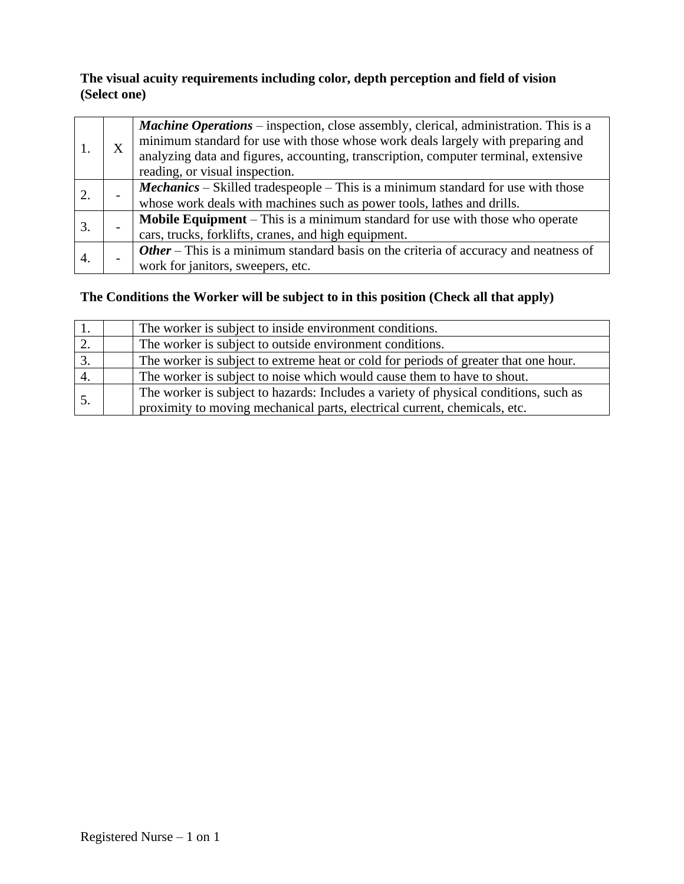**The visual acuity requirements including color, depth perception and field of vision (Select one)**

| | | |
|---|---|---|
| 1. | X | ***Machine Operations*** – inspection, close assembly, clerical, administration. This is a minimum standard for use with those whose work deals largely with preparing and analyzing data and figures, accounting, transcription, computer terminal, extensive reading, or visual inspection. |
| 2. | - | ***Mechanics*** – Skilled tradespeople – This is a minimum standard for use with those whose work deals with machines such as power tools, lathes and drills. |
| 3. | - | **Mobile Equipment** – This is a minimum standard for use with those who operate cars, trucks, forklifts, cranes, and high equipment. |
| 4. | - | ***Other*** – This is a minimum standard basis on the criteria of accuracy and neatness of work for janitors, sweepers, etc. |

**The Conditions the Worker will be subject to in this position (Check all that apply)**

| | | |
|---|---|---|
| 1. | | The worker is subject to inside environment conditions. |
| 2. | | The worker is subject to outside environment conditions. |
| 3. | | The worker is subject to extreme heat or cold for periods of greater that one hour. |
| 4. | | The worker is subject to noise which would cause them to have to shout. |
| 5. | | The worker is subject to hazards: Includes a variety of physical conditions, such as proximity to moving mechanical parts, electrical current, chemicals, etc. |